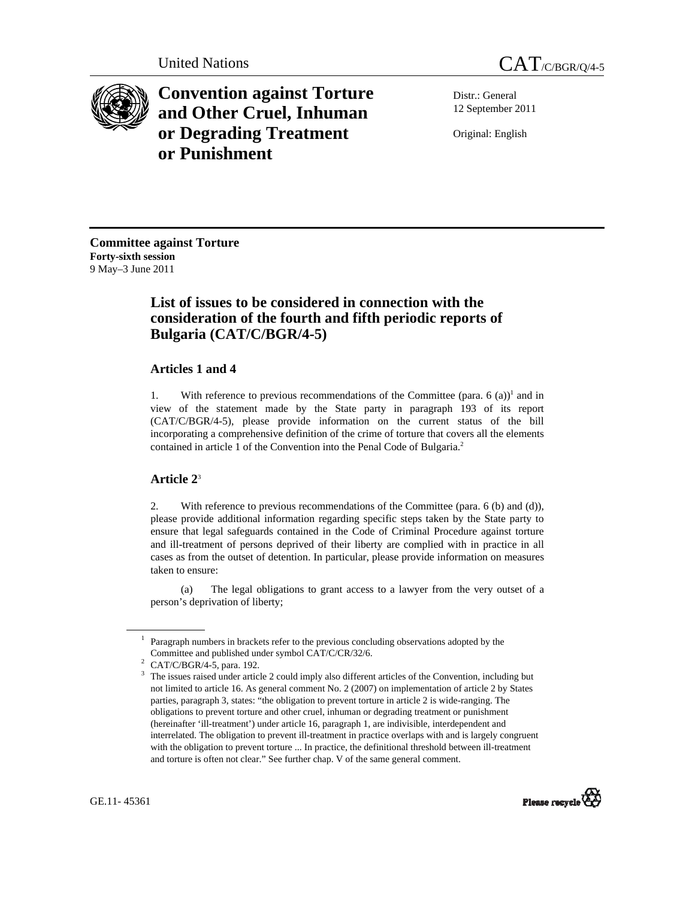United Nations CAT/C/BGR/Q/4-5

# Convention against Torture and Other Cruel, Inhuman or Degrading Treatment or Punishment

Distr.: General
12 September 2011

Original: English

**Committee against Torture**
**Forty-sixth session**
9 May–3 June 2011

## List of issues to be considered in connection with the consideration of the fourth and fifth periodic reports of Bulgaria (CAT/C/BGR/4-5)

### Articles 1 and 4

1. With reference to previous recommendations of the Committee (para. 6 (a))[1] and in view of the statement made by the State party in paragraph 193 of its report (CAT/C/BGR/4-5), please provide information on the current status of the bill incorporating a comprehensive definition of the crime of torture that covers all the elements contained in article 1 of the Convention into the Penal Code of Bulgaria.[2]

### Article 2[3]

2. With reference to previous recommendations of the Committee (para. 6 (b) and (d)), please provide additional information regarding specific steps taken by the State party to ensure that legal safeguards contained in the Code of Criminal Procedure against torture and ill-treatment of persons deprived of their liberty are complied with in practice in all cases as from the outset of detention. In particular, please provide information on measures taken to ensure:

(a) The legal obligations to grant access to a lawyer from the very outset of a person's deprivation of liberty;

---

[1] Paragraph numbers in brackets refer to the previous concluding observations adopted by the Committee and published under symbol CAT/C/CR/32/6.

[2] CAT/C/BGR/4-5, para. 192.

[3] The issues raised under article 2 could imply also different articles of the Convention, including but not limited to article 16. As general comment No. 2 (2007) on implementation of article 2 by States parties, paragraph 3, states: "the obligation to prevent torture in article 2 is wide-ranging. The obligations to prevent torture and other cruel, inhuman or degrading treatment or punishment (hereinafter 'ill-treatment') under article 16, paragraph 1, are indivisible, interdependent and interrelated. The obligation to prevent ill-treatment in practice overlaps with and is largely congruent with the obligation to prevent torture ... In practice, the definitional threshold between ill-treatment and torture is often not clear." See further chap. V of the same general comment.

GE.11- 45361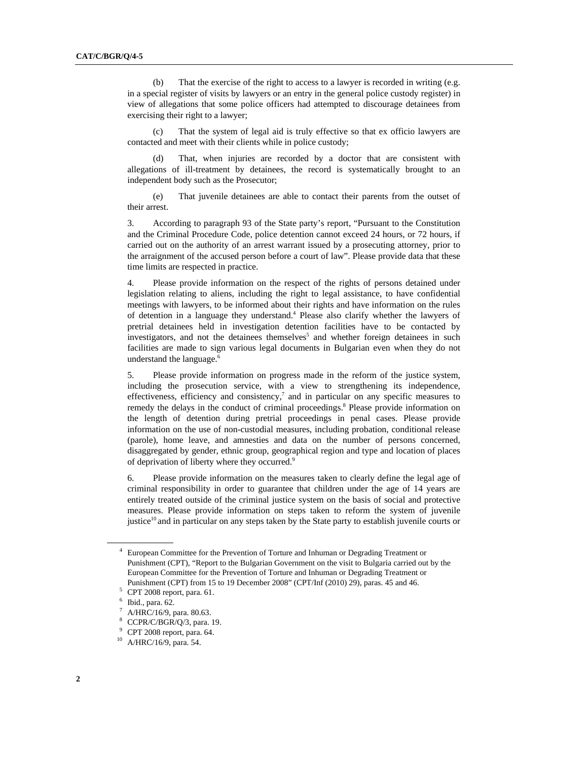(b) That the exercise of the right to access to a lawyer is recorded in writing (e.g. in a special register of visits by lawyers or an entry in the general police custody register) in view of allegations that some police officers had attempted to discourage detainees from exercising their right to a lawyer;

(c) That the system of legal aid is truly effective so that ex officio lawyers are contacted and meet with their clients while in police custody;

(d) That, when injuries are recorded by a doctor that are consistent with allegations of ill-treatment by detainees, the record is systematically brought to an independent body such as the Prosecutor;

(e) That juvenile detainees are able to contact their parents from the outset of their arrest.

3. According to paragraph 93 of the State party's report, "Pursuant to the Constitution and the Criminal Procedure Code, police detention cannot exceed 24 hours, or 72 hours, if carried out on the authority of an arrest warrant issued by a prosecuting attorney, prior to the arraignment of the accused person before a court of law". Please provide data that these time limits are respected in practice.

4. Please provide information on the respect of the rights of persons detained under legislation relating to aliens, including the right to legal assistance, to have confidential meetings with lawyers, to be informed about their rights and have information on the rules of detention in a language they understand.[4] Please also clarify whether the lawyers of pretrial detainees held in investigation detention facilities have to be contacted by investigators, and not the detainees themselves[5] and whether foreign detainees in such facilities are made to sign various legal documents in Bulgarian even when they do not understand the language.[6]

5. Please provide information on progress made in the reform of the justice system, including the prosecution service, with a view to strengthening its independence, effectiveness, efficiency and consistency,[7] and in particular on any specific measures to remedy the delays in the conduct of criminal proceedings.[8] Please provide information on the length of detention during pretrial proceedings in penal cases. Please provide information on the use of non-custodial measures, including probation, conditional release (parole), home leave, and amnesties and data on the number of persons concerned, disaggregated by gender, ethnic group, geographical region and type and location of places of deprivation of liberty where they occurred.[9]

6. Please provide information on the measures taken to clearly define the legal age of criminal responsibility in order to guarantee that children under the age of 14 years are entirely treated outside of the criminal justice system on the basis of social and protective measures. Please provide information on steps taken to reform the system of juvenile justice[10] and in particular on any steps taken by the State party to establish juvenile courts or

---

[4] European Committee for the Prevention of Torture and Inhuman or Degrading Treatment or Punishment (CPT), "Report to the Bulgarian Government on the visit to Bulgaria carried out by the European Committee for the Prevention of Torture and Inhuman or Degrading Treatment or Punishment (CPT) from 15 to 19 December 2008" (CPT/Inf (2010) 29), paras. 45 and 46.

[5] CPT 2008 report, para. 61.

[6] Ibid., para. 62.

[7] A/HRC/16/9, para. 80.63.

[8] CCPR/C/BGR/Q/3, para. 19.

[9] CPT 2008 report, para. 64.

[10] A/HRC/16/9, para. 54.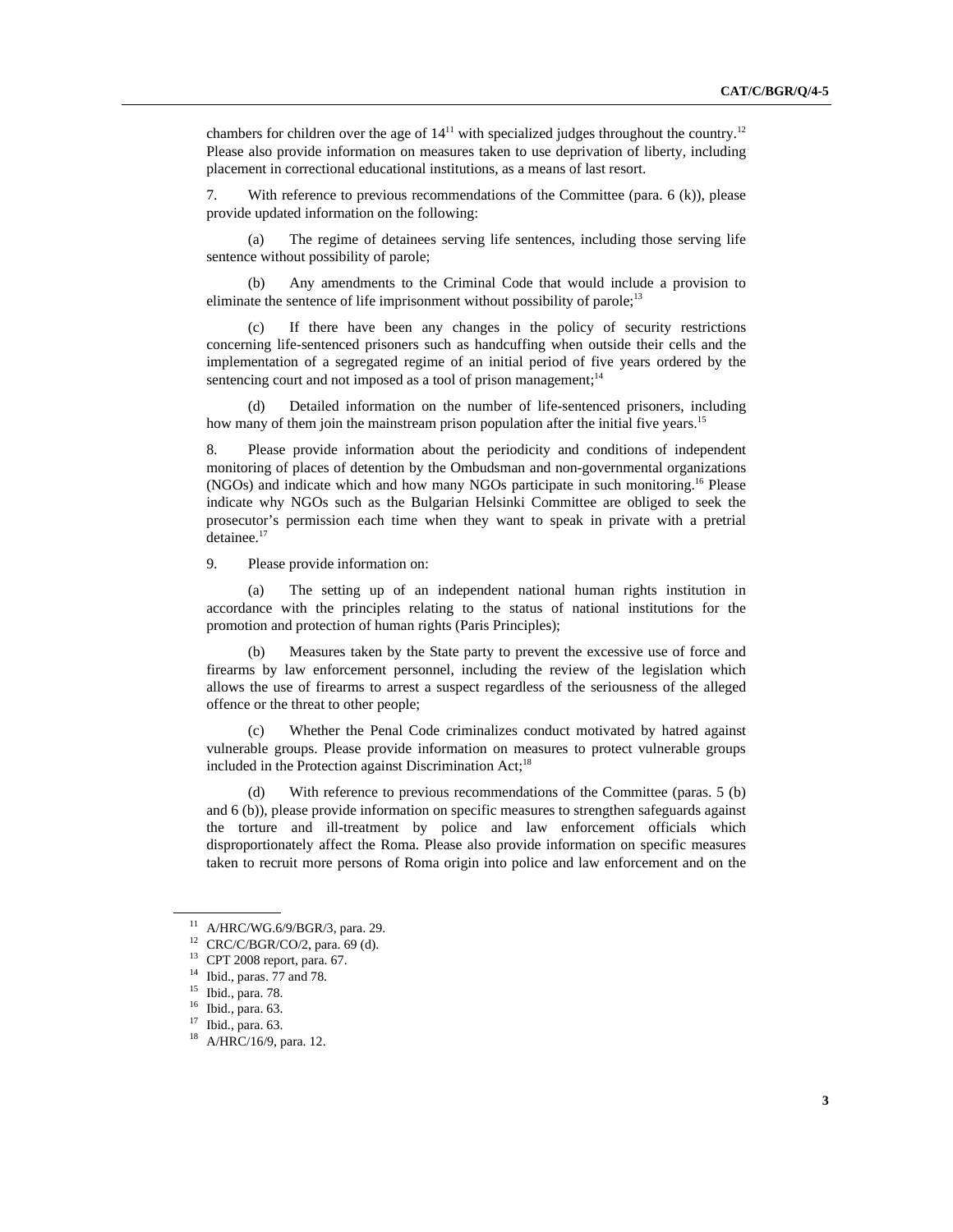chambers for children over the age of 14[11] with specialized judges throughout the country.[12] Please also provide information on measures taken to use deprivation of liberty, including placement in correctional educational institutions, as a means of last resort.

7. With reference to previous recommendations of the Committee (para. 6 (k)), please provide updated information on the following:

(a) The regime of detainees serving life sentences, including those serving life sentence without possibility of parole;

(b) Any amendments to the Criminal Code that would include a provision to eliminate the sentence of life imprisonment without possibility of parole;[13]

(c) If there have been any changes in the policy of security restrictions concerning life-sentenced prisoners such as handcuffing when outside their cells and the implementation of a segregated regime of an initial period of five years ordered by the sentencing court and not imposed as a tool of prison management;[14]

(d) Detailed information on the number of life-sentenced prisoners, including how many of them join the mainstream prison population after the initial five years.[15]

8. Please provide information about the periodicity and conditions of independent monitoring of places of detention by the Ombudsman and non-governmental organizations (NGOs) and indicate which and how many NGOs participate in such monitoring.[16] Please indicate why NGOs such as the Bulgarian Helsinki Committee are obliged to seek the prosecutor's permission each time when they want to speak in private with a pretrial detainee.[17]

9. Please provide information on:

(a) The setting up of an independent national human rights institution in accordance with the principles relating to the status of national institutions for the promotion and protection of human rights (Paris Principles);

(b) Measures taken by the State party to prevent the excessive use of force and firearms by law enforcement personnel, including the review of the legislation which allows the use of firearms to arrest a suspect regardless of the seriousness of the alleged offence or the threat to other people;

(c) Whether the Penal Code criminalizes conduct motivated by hatred against vulnerable groups. Please provide information on measures to protect vulnerable groups included in the Protection against Discrimination Act;[18]

(d) With reference to previous recommendations of the Committee (paras. 5 (b) and 6 (b)), please provide information on specific measures to strengthen safeguards against the torture and ill-treatment by police and law enforcement officials which disproportionately affect the Roma. Please also provide information on specific measures taken to recruit more persons of Roma origin into police and law enforcement and on the

---

[11] A/HRC/WG.6/9/BGR/3, para. 29.

[12] CRC/C/BGR/CO/2, para. 69 (d).

[13] CPT 2008 report, para. 67.

[14] Ibid., paras. 77 and 78.

[15] Ibid., para. 78.

[16] Ibid., para. 63.

[17] Ibid., para. 63.

[18] A/HRC/16/9, para. 12.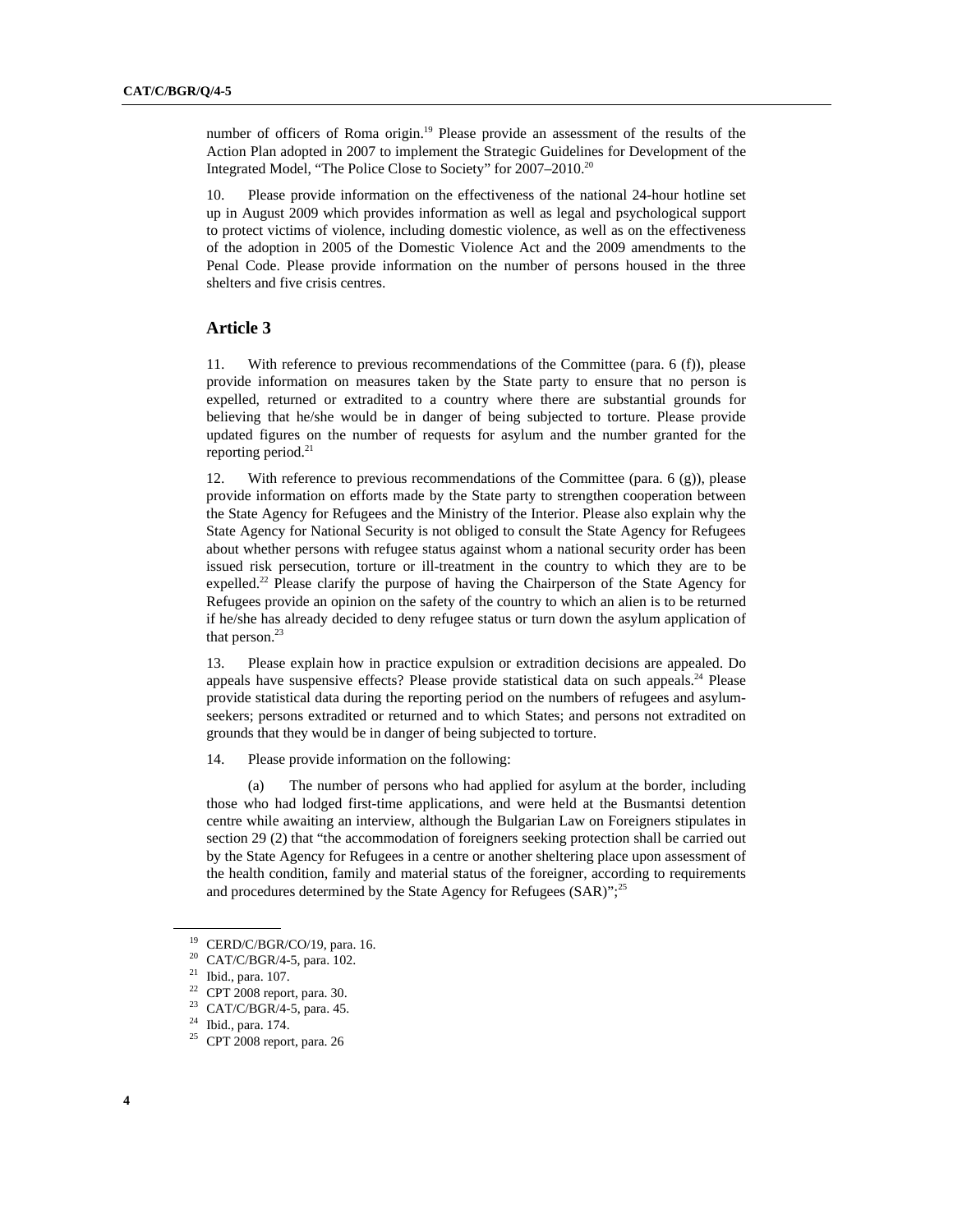number of officers of Roma origin.[19] Please provide an assessment of the results of the Action Plan adopted in 2007 to implement the Strategic Guidelines for Development of the Integrated Model, "The Police Close to Society" for 2007–2010.[20]

10. Please provide information on the effectiveness of the national 24-hour hotline set up in August 2009 which provides information as well as legal and psychological support to protect victims of violence, including domestic violence, as well as on the effectiveness of the adoption in 2005 of the Domestic Violence Act and the 2009 amendments to the Penal Code. Please provide information on the number of persons housed in the three shelters and five crisis centres.

## Article 3

11. With reference to previous recommendations of the Committee (para. 6 (f)), please provide information on measures taken by the State party to ensure that no person is expelled, returned or extradited to a country where there are substantial grounds for believing that he/she would be in danger of being subjected to torture. Please provide updated figures on the number of requests for asylum and the number granted for the reporting period.[21]

12. With reference to previous recommendations of the Committee (para. 6 (g)), please provide information on efforts made by the State party to strengthen cooperation between the State Agency for Refugees and the Ministry of the Interior. Please also explain why the State Agency for National Security is not obliged to consult the State Agency for Refugees about whether persons with refugee status against whom a national security order has been issued risk persecution, torture or ill-treatment in the country to which they are to be expelled.[22] Please clarify the purpose of having the Chairperson of the State Agency for Refugees provide an opinion on the safety of the country to which an alien is to be returned if he/she has already decided to deny refugee status or turn down the asylum application of that person.[23]

13. Please explain how in practice expulsion or extradition decisions are appealed. Do appeals have suspensive effects? Please provide statistical data on such appeals.[24] Please provide statistical data during the reporting period on the numbers of refugees and asylum-seekers; persons extradited or returned and to which States; and persons not extradited on grounds that they would be in danger of being subjected to torture.

14. Please provide information on the following:

(a) The number of persons who had applied for asylum at the border, including those who had lodged first-time applications, and were held at the Busmantsi detention centre while awaiting an interview, although the Bulgarian Law on Foreigners stipulates in section 29 (2) that "the accommodation of foreigners seeking protection shall be carried out by the State Agency for Refugees in a centre or another sheltering place upon assessment of the health condition, family and material status of the foreigner, according to requirements and procedures determined by the State Agency for Refugees (SAR)";[25]

---

[19] CERD/C/BGR/CO/19, para. 16.
[20] CAT/C/BGR/4-5, para. 102.
[21] Ibid., para. 107.
[22] CPT 2008 report, para. 30.
[23] CAT/C/BGR/4-5, para. 45.
[24] Ibid., para. 174.
[25] CPT 2008 report, para. 26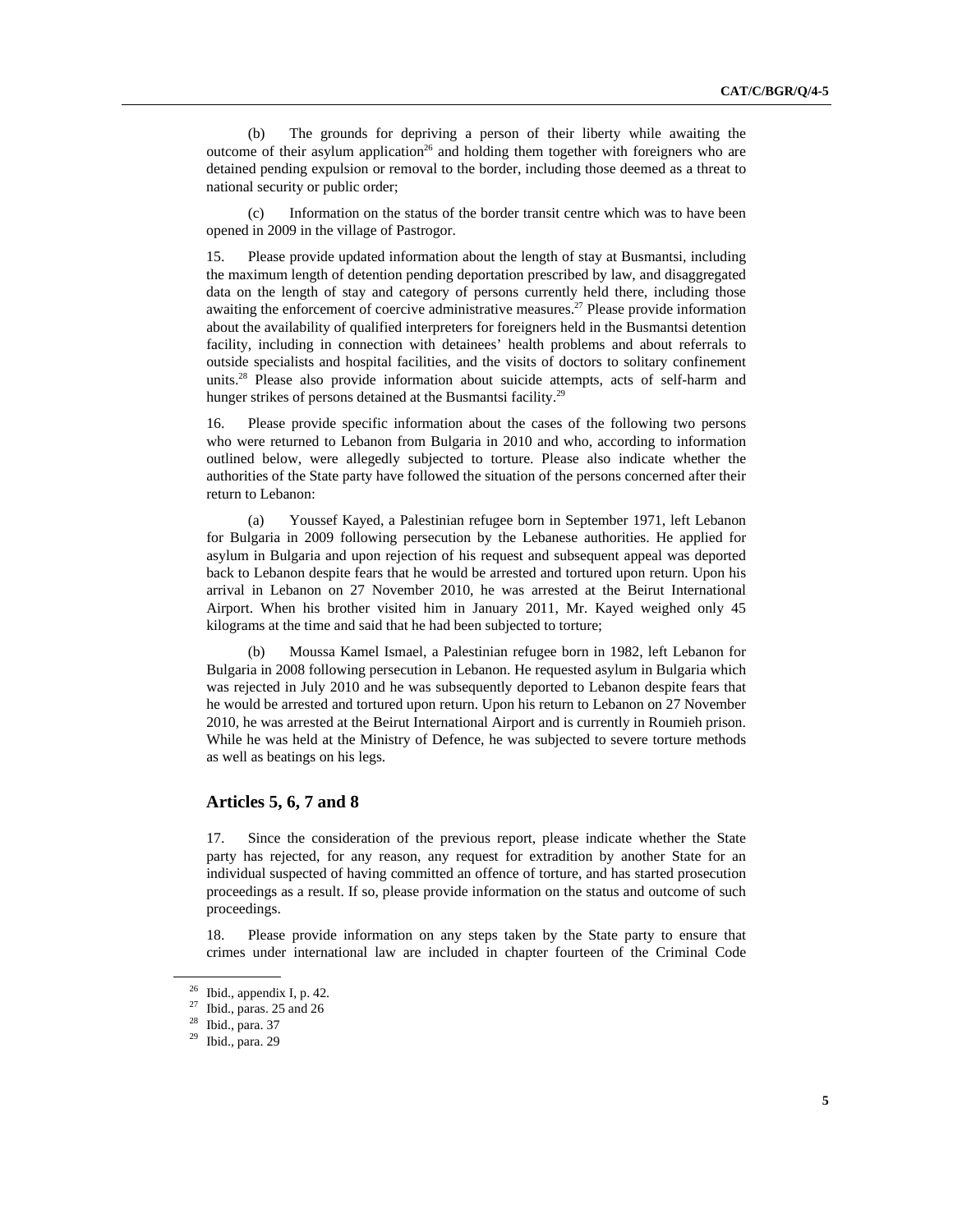(b) The grounds for depriving a person of their liberty while awaiting the outcome of their asylum application[26] and holding them together with foreigners who are detained pending expulsion or removal to the border, including those deemed as a threat to national security or public order;

(c) Information on the status of the border transit centre which was to have been opened in 2009 in the village of Pastrogor.

15. Please provide updated information about the length of stay at Busmantsi, including the maximum length of detention pending deportation prescribed by law, and disaggregated data on the length of stay and category of persons currently held there, including those awaiting the enforcement of coercive administrative measures.[27] Please provide information about the availability of qualified interpreters for foreigners held in the Busmantsi detention facility, including in connection with detainees' health problems and about referrals to outside specialists and hospital facilities, and the visits of doctors to solitary confinement units.[28] Please also provide information about suicide attempts, acts of self-harm and hunger strikes of persons detained at the Busmantsi facility.[29]

16. Please provide specific information about the cases of the following two persons who were returned to Lebanon from Bulgaria in 2010 and who, according to information outlined below, were allegedly subjected to torture. Please also indicate whether the authorities of the State party have followed the situation of the persons concerned after their return to Lebanon:

(a) Youssef Kayed, a Palestinian refugee born in September 1971, left Lebanon for Bulgaria in 2009 following persecution by the Lebanese authorities. He applied for asylum in Bulgaria and upon rejection of his request and subsequent appeal was deported back to Lebanon despite fears that he would be arrested and tortured upon return. Upon his arrival in Lebanon on 27 November 2010, he was arrested at the Beirut International Airport. When his brother visited him in January 2011, Mr. Kayed weighed only 45 kilograms at the time and said that he had been subjected to torture;

(b) Moussa Kamel Ismael, a Palestinian refugee born in 1982, left Lebanon for Bulgaria in 2008 following persecution in Lebanon. He requested asylum in Bulgaria which was rejected in July 2010 and he was subsequently deported to Lebanon despite fears that he would be arrested and tortured upon return. Upon his return to Lebanon on 27 November 2010, he was arrested at the Beirut International Airport and is currently in Roumieh prison. While he was held at the Ministry of Defence, he was subjected to severe torture methods as well as beatings on his legs.

### Articles 5, 6, 7 and 8

17. Since the consideration of the previous report, please indicate whether the State party has rejected, for any reason, any request for extradition by another State for an individual suspected of having committed an offence of torture, and has started prosecution proceedings as a result. If so, please provide information on the status and outcome of such proceedings.

18. Please provide information on any steps taken by the State party to ensure that crimes under international law are included in chapter fourteen of the Criminal Code

---

[26] Ibid., appendix I, p. 42.

[27] Ibid., paras. 25 and 26

[28] Ibid., para. 37

[29] Ibid., para. 29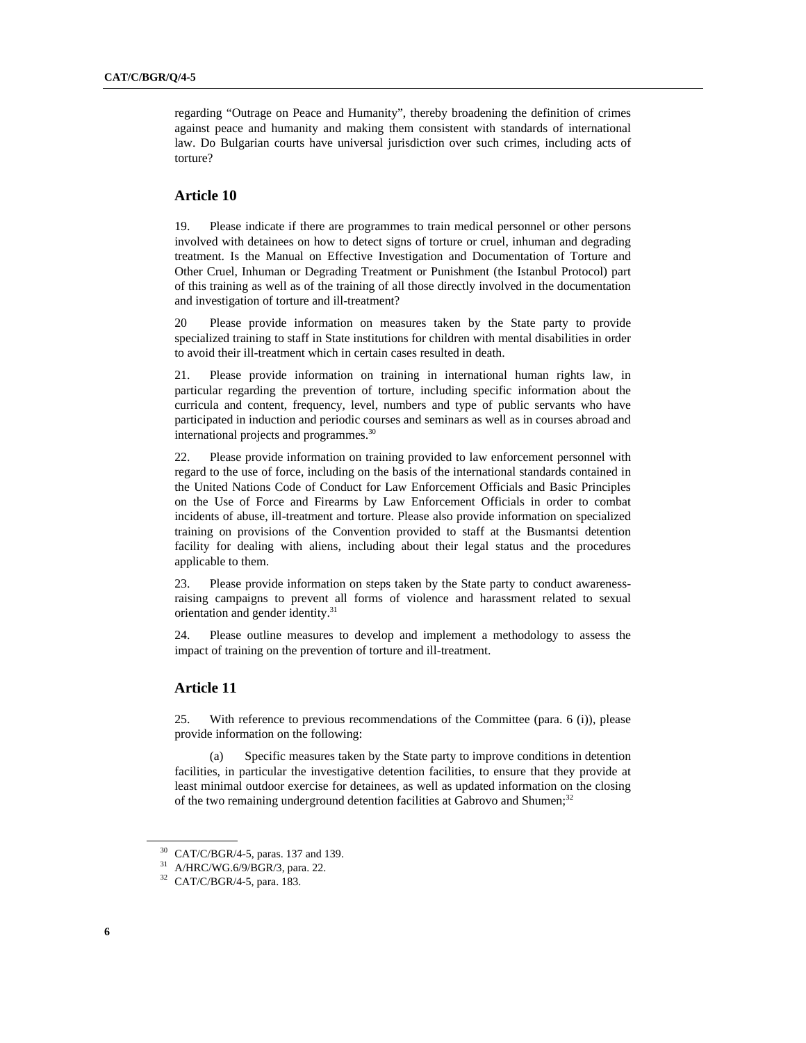regarding "Outrage on Peace and Humanity", thereby broadening the definition of crimes against peace and humanity and making them consistent with standards of international law. Do Bulgarian courts have universal jurisdiction over such crimes, including acts of torture?

## Article 10

19. Please indicate if there are programmes to train medical personnel or other persons involved with detainees on how to detect signs of torture or cruel, inhuman and degrading treatment. Is the Manual on Effective Investigation and Documentation of Torture and Other Cruel, Inhuman or Degrading Treatment or Punishment (the Istanbul Protocol) part of this training as well as of the training of all those directly involved in the documentation and investigation of torture and ill-treatment?

20 Please provide information on measures taken by the State party to provide specialized training to staff in State institutions for children with mental disabilities in order to avoid their ill-treatment which in certain cases resulted in death.

21. Please provide information on training in international human rights law, in particular regarding the prevention of torture, including specific information about the curricula and content, frequency, level, numbers and type of public servants who have participated in induction and periodic courses and seminars as well as in courses abroad and international projects and programmes.[30]

22. Please provide information on training provided to law enforcement personnel with regard to the use of force, including on the basis of the international standards contained in the United Nations Code of Conduct for Law Enforcement Officials and Basic Principles on the Use of Force and Firearms by Law Enforcement Officials in order to combat incidents of abuse, ill-treatment and torture. Please also provide information on specialized training on provisions of the Convention provided to staff at the Busmantsi detention facility for dealing with aliens, including about their legal status and the procedures applicable to them.

23. Please provide information on steps taken by the State party to conduct awareness-raising campaigns to prevent all forms of violence and harassment related to sexual orientation and gender identity.[31]

24. Please outline measures to develop and implement a methodology to assess the impact of training on the prevention of torture and ill-treatment.

## Article 11

25. With reference to previous recommendations of the Committee (para. 6 (i)), please provide information on the following:

(a) Specific measures taken by the State party to improve conditions in detention facilities, in particular the investigative detention facilities, to ensure that they provide at least minimal outdoor exercise for detainees, as well as updated information on the closing of the two remaining underground detention facilities at Gabrovo and Shumen;[32]

---

[30] CAT/C/BGR/4-5, paras. 137 and 139.

[31] A/HRC/WG.6/9/BGR/3, para. 22.

[32] CAT/C/BGR/4-5, para. 183.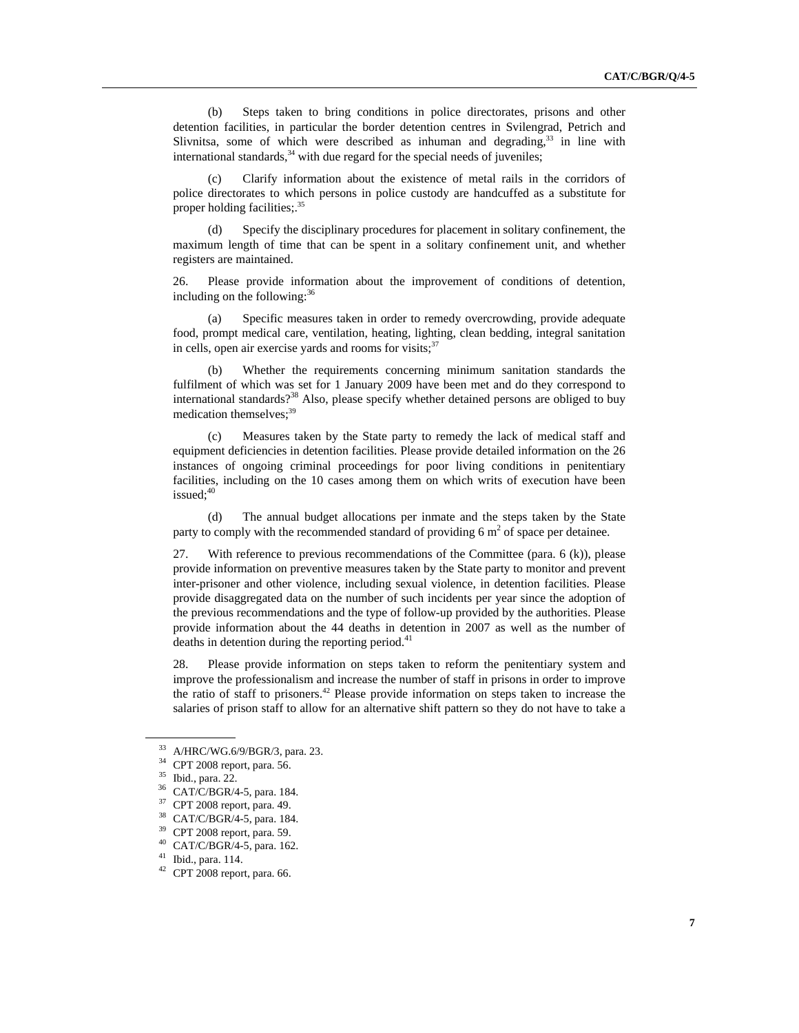(b) Steps taken to bring conditions in police directorates, prisons and other detention facilities, in particular the border detention centres in Svilengrad, Petrich and Slivnitsa, some of which were described as inhuman and degrading,[33] in line with international standards,[34] with due regard for the special needs of juveniles;

(c) Clarify information about the existence of metal rails in the corridors of police directorates to which persons in police custody are handcuffed as a substitute for proper holding facilities;.[35]

(d) Specify the disciplinary procedures for placement in solitary confinement, the maximum length of time that can be spent in a solitary confinement unit, and whether registers are maintained.

26. Please provide information about the improvement of conditions of detention, including on the following:[36]

(a) Specific measures taken in order to remedy overcrowding, provide adequate food, prompt medical care, ventilation, heating, lighting, clean bedding, integral sanitation in cells, open air exercise yards and rooms for visits;[37]

(b) Whether the requirements concerning minimum sanitation standards the fulfilment of which was set for 1 January 2009 have been met and do they correspond to international standards?[38] Also, please specify whether detained persons are obliged to buy medication themselves;[39]

(c) Measures taken by the State party to remedy the lack of medical staff and equipment deficiencies in detention facilities. Please provide detailed information on the 26 instances of ongoing criminal proceedings for poor living conditions in penitentiary facilities, including on the 10 cases among them on which writs of execution have been issued;[40]

(d) The annual budget allocations per inmate and the steps taken by the State party to comply with the recommended standard of providing 6 m$^2$ of space per detainee.

27. With reference to previous recommendations of the Committee (para. 6 (k)), please provide information on preventive measures taken by the State party to monitor and prevent inter-prisoner and other violence, including sexual violence, in detention facilities. Please provide disaggregated data on the number of such incidents per year since the adoption of the previous recommendations and the type of follow-up provided by the authorities. Please provide information about the 44 deaths in detention in 2007 as well as the number of deaths in detention during the reporting period.[41]

28. Please provide information on steps taken to reform the penitentiary system and improve the professionalism and increase the number of staff in prisons in order to improve the ratio of staff to prisoners.[42] Please provide information on steps taken to increase the salaries of prison staff to allow for an alternative shift pattern so they do not have to take a

---

[33] A/HRC/WG.6/9/BGR/3, para. 23.
[34] CPT 2008 report, para. 56.
[35] Ibid., para. 22.
[36] CAT/C/BGR/4-5, para. 184.
[37] CPT 2008 report, para. 49.
[38] CAT/C/BGR/4-5, para. 184.
[39] CPT 2008 report, para. 59.
[40] CAT/C/BGR/4-5, para. 162.
[41] Ibid., para. 114.
[42] CPT 2008 report, para. 66.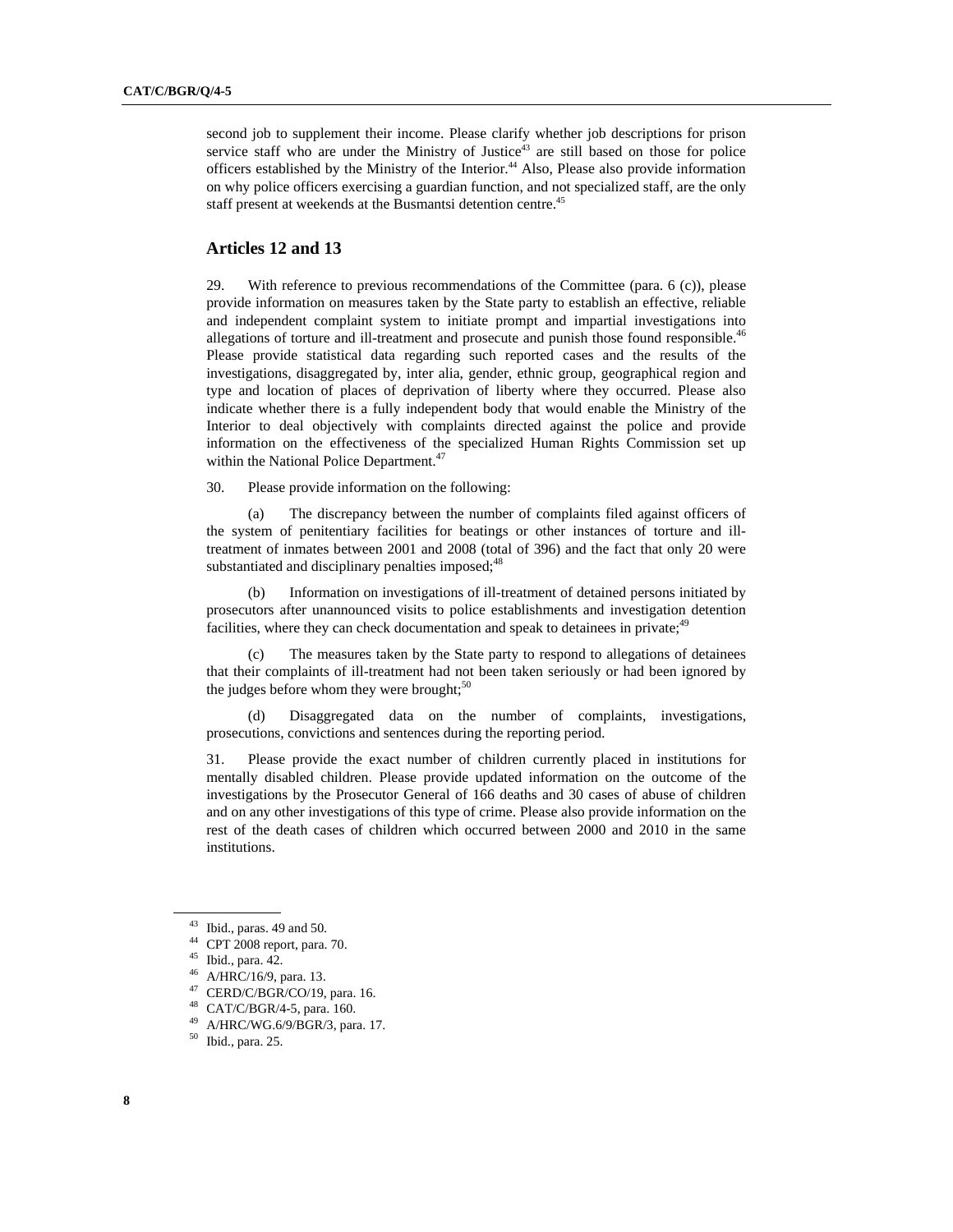second job to supplement their income. Please clarify whether job descriptions for prison service staff who are under the Ministry of Justice[43] are still based on those for police officers established by the Ministry of the Interior.[44] Also, Please also provide information on why police officers exercising a guardian function, and not specialized staff, are the only staff present at weekends at the Busmantsi detention centre.[45]

## Articles 12 and 13

29. With reference to previous recommendations of the Committee (para. 6 (c)), please provide information on measures taken by the State party to establish an effective, reliable and independent complaint system to initiate prompt and impartial investigations into allegations of torture and ill-treatment and prosecute and punish those found responsible.[46] Please provide statistical data regarding such reported cases and the results of the investigations, disaggregated by, inter alia, gender, ethnic group, geographical region and type and location of places of deprivation of liberty where they occurred. Please also indicate whether there is a fully independent body that would enable the Ministry of the Interior to deal objectively with complaints directed against the police and provide information on the effectiveness of the specialized Human Rights Commission set up within the National Police Department.[47]

30. Please provide information on the following:

(a) The discrepancy between the number of complaints filed against officers of the system of penitentiary facilities for beatings or other instances of torture and ill-treatment of inmates between 2001 and 2008 (total of 396) and the fact that only 20 were substantiated and disciplinary penalties imposed;[48]

(b) Information on investigations of ill-treatment of detained persons initiated by prosecutors after unannounced visits to police establishments and investigation detention facilities, where they can check documentation and speak to detainees in private;[49]

(c) The measures taken by the State party to respond to allegations of detainees that their complaints of ill-treatment had not been taken seriously or had been ignored by the judges before whom they were brought;[50]

(d) Disaggregated data on the number of complaints, investigations, prosecutions, convictions and sentences during the reporting period.

31. Please provide the exact number of children currently placed in institutions for mentally disabled children. Please provide updated information on the outcome of the investigations by the Prosecutor General of 166 deaths and 30 cases of abuse of children and on any other investigations of this type of crime. Please also provide information on the rest of the death cases of children which occurred between 2000 and 2010 in the same institutions.

---

[43] Ibid., paras. 49 and 50.

[44] CPT 2008 report, para. 70.

[45] Ibid., para. 42.

[46] A/HRC/16/9, para. 13.

[47] CERD/C/BGR/CO/19, para. 16.

[48] CAT/C/BGR/4-5, para. 160.

[49] A/HRC/WG.6/9/BGR/3, para. 17.

[50] Ibid., para. 25.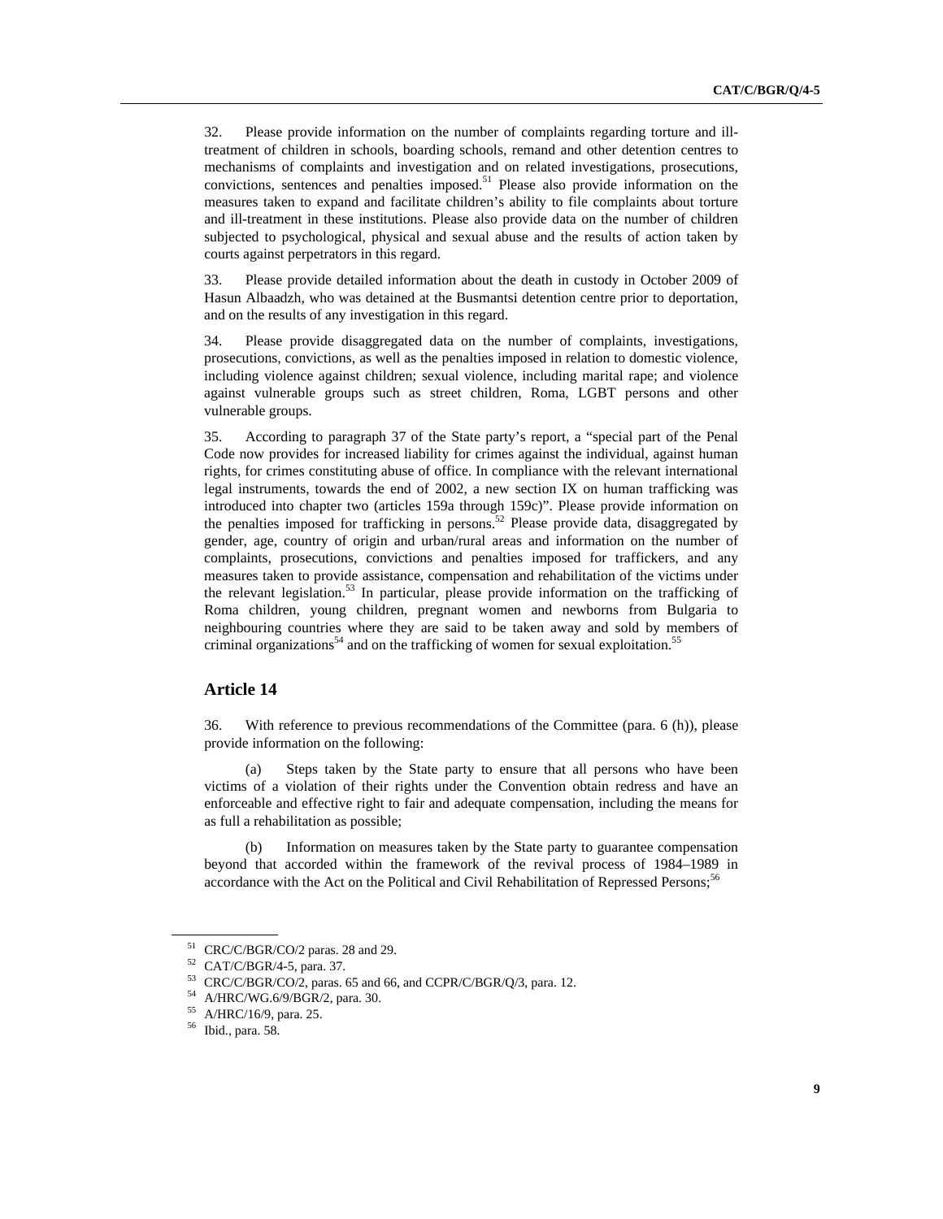32. Please provide information on the number of complaints regarding torture and ill-treatment of children in schools, boarding schools, remand and other detention centres to mechanisms of complaints and investigation and on related investigations, prosecutions, convictions, sentences and penalties imposed.[51] Please also provide information on the measures taken to expand and facilitate children's ability to file complaints about torture and ill-treatment in these institutions. Please also provide data on the number of children subjected to psychological, physical and sexual abuse and the results of action taken by courts against perpetrators in this regard.

33. Please provide detailed information about the death in custody in October 2009 of Hasun Albaadzh, who was detained at the Busmantsi detention centre prior to deportation, and on the results of any investigation in this regard.

34. Please provide disaggregated data on the number of complaints, investigations, prosecutions, convictions, as well as the penalties imposed in relation to domestic violence, including violence against children; sexual violence, including marital rape; and violence against vulnerable groups such as street children, Roma, LGBT persons and other vulnerable groups.

35. According to paragraph 37 of the State party's report, a "special part of the Penal Code now provides for increased liability for crimes against the individual, against human rights, for crimes constituting abuse of office. In compliance with the relevant international legal instruments, towards the end of 2002, a new section IX on human trafficking was introduced into chapter two (articles 159a through 159c)". Please provide information on the penalties imposed for trafficking in persons.[52] Please provide data, disaggregated by gender, age, country of origin and urban/rural areas and information on the number of complaints, prosecutions, convictions and penalties imposed for traffickers, and any measures taken to provide assistance, compensation and rehabilitation of the victims under the relevant legislation.[53] In particular, please provide information on the trafficking of Roma children, young children, pregnant women and newborns from Bulgaria to neighbouring countries where they are said to be taken away and sold by members of criminal organizations[54] and on the trafficking of women for sexual exploitation.[55]

## Article 14

36. With reference to previous recommendations of the Committee (para. 6 (h)), please provide information on the following:

(a) Steps taken by the State party to ensure that all persons who have been victims of a violation of their rights under the Convention obtain redress and have an enforceable and effective right to fair and adequate compensation, including the means for as full a rehabilitation as possible;

(b) Information on measures taken by the State party to guarantee compensation beyond that accorded within the framework of the revival process of 1984–1989 in accordance with the Act on the Political and Civil Rehabilitation of Repressed Persons;[56]

---

[51] CRC/C/BGR/CO/2 paras. 28 and 29.

[52] CAT/C/BGR/4-5, para. 37.

[53] CRC/C/BGR/CO/2, paras. 65 and 66, and CCPR/C/BGR/Q/3, para. 12.

[54] A/HRC/WG.6/9/BGR/2, para. 30.

[55] A/HRC/16/9, para. 25.

[56] Ibid., para. 58.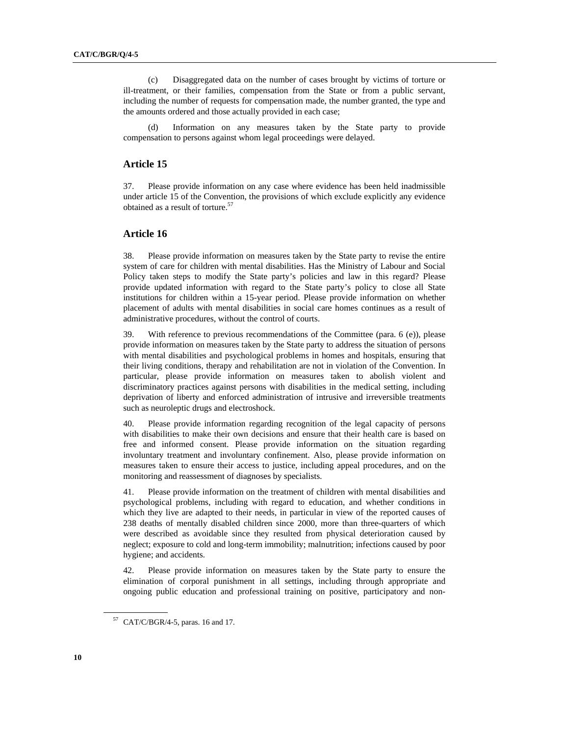(c) Disaggregated data on the number of cases brought by victims of torture or ill-treatment, or their families, compensation from the State or from a public servant, including the number of requests for compensation made, the number granted, the type and the amounts ordered and those actually provided in each case;

(d) Information on any measures taken by the State party to provide compensation to persons against whom legal proceedings were delayed.

## Article 15

37. Please provide information on any case where evidence has been held inadmissible under article 15 of the Convention, the provisions of which exclude explicitly any evidence obtained as a result of torture.[57]

## Article 16

38. Please provide information on measures taken by the State party to revise the entire system of care for children with mental disabilities. Has the Ministry of Labour and Social Policy taken steps to modify the State party's policies and law in this regard? Please provide updated information with regard to the State party's policy to close all State institutions for children within a 15-year period. Please provide information on whether placement of adults with mental disabilities in social care homes continues as a result of administrative procedures, without the control of courts.

39. With reference to previous recommendations of the Committee (para. 6 (e)), please provide information on measures taken by the State party to address the situation of persons with mental disabilities and psychological problems in homes and hospitals, ensuring that their living conditions, therapy and rehabilitation are not in violation of the Convention. In particular, please provide information on measures taken to abolish violent and discriminatory practices against persons with disabilities in the medical setting, including deprivation of liberty and enforced administration of intrusive and irreversible treatments such as neuroleptic drugs and electroshock.

40. Please provide information regarding recognition of the legal capacity of persons with disabilities to make their own decisions and ensure that their health care is based on free and informed consent. Please provide information on the situation regarding involuntary treatment and involuntary confinement. Also, please provide information on measures taken to ensure their access to justice, including appeal procedures, and on the monitoring and reassessment of diagnoses by specialists.

41. Please provide information on the treatment of children with mental disabilities and psychological problems, including with regard to education, and whether conditions in which they live are adapted to their needs, in particular in view of the reported causes of 238 deaths of mentally disabled children since 2000, more than three-quarters of which were described as avoidable since they resulted from physical deterioration caused by neglect; exposure to cold and long-term immobility; malnutrition; infections caused by poor hygiene; and accidents.

42. Please provide information on measures taken by the State party to ensure the elimination of corporal punishment in all settings, including through appropriate and ongoing public education and professional training on positive, participatory and non-

[57] CAT/C/BGR/4-5, paras. 16 and 17.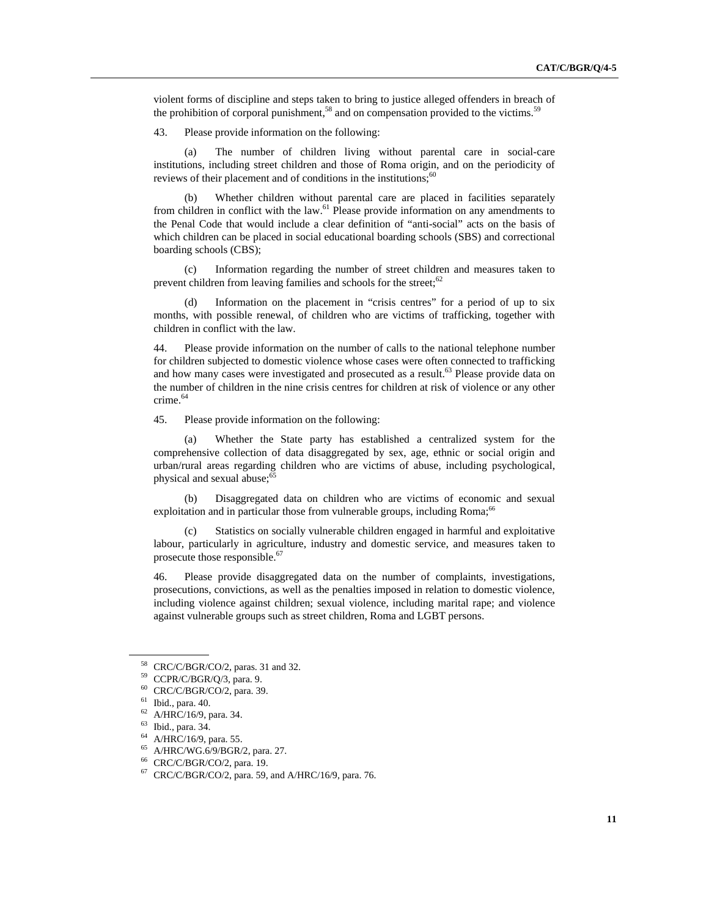violent forms of discipline and steps taken to bring to justice alleged offenders in breach of the prohibition of corporal punishment,[58] and on compensation provided to the victims.[59]

43. Please provide information on the following:

(a) The number of children living without parental care in social-care institutions, including street children and those of Roma origin, and on the periodicity of reviews of their placement and of conditions in the institutions;[60]

(b) Whether children without parental care are placed in facilities separately from children in conflict with the law.[61] Please provide information on any amendments to the Penal Code that would include a clear definition of "anti-social" acts on the basis of which children can be placed in social educational boarding schools (SBS) and correctional boarding schools (CBS);

(c) Information regarding the number of street children and measures taken to prevent children from leaving families and schools for the street;[62]

(d) Information on the placement in "crisis centres" for a period of up to six months, with possible renewal, of children who are victims of trafficking, together with children in conflict with the law.

44. Please provide information on the number of calls to the national telephone number for children subjected to domestic violence whose cases were often connected to trafficking and how many cases were investigated and prosecuted as a result.[63] Please provide data on the number of children in the nine crisis centres for children at risk of violence or any other crime.[64]

45. Please provide information on the following:

(a) Whether the State party has established a centralized system for the comprehensive collection of data disaggregated by sex, age, ethnic or social origin and urban/rural areas regarding children who are victims of abuse, including psychological, physical and sexual abuse;[65]

(b) Disaggregated data on children who are victims of economic and sexual exploitation and in particular those from vulnerable groups, including Roma;[66]

(c) Statistics on socially vulnerable children engaged in harmful and exploitative labour, particularly in agriculture, industry and domestic service, and measures taken to prosecute those responsible.[67]

46. Please provide disaggregated data on the number of complaints, investigations, prosecutions, convictions, as well as the penalties imposed in relation to domestic violence, including violence against children; sexual violence, including marital rape; and violence against vulnerable groups such as street children, Roma and LGBT persons.

---

[58] CRC/C/BGR/CO/2, paras. 31 and 32.

[59] CCPR/C/BGR/Q/3, para. 9.

[60] CRC/C/BGR/CO/2, para. 39.

[61] Ibid., para. 40.

[62] A/HRC/16/9, para. 34.

[63] Ibid., para. 34.

[64] A/HRC/16/9, para. 55.

[65] A/HRC/WG.6/9/BGR/2, para. 27.

[66] CRC/C/BGR/CO/2, para. 19.

[67] CRC/C/BGR/CO/2, para. 59, and A/HRC/16/9, para. 76.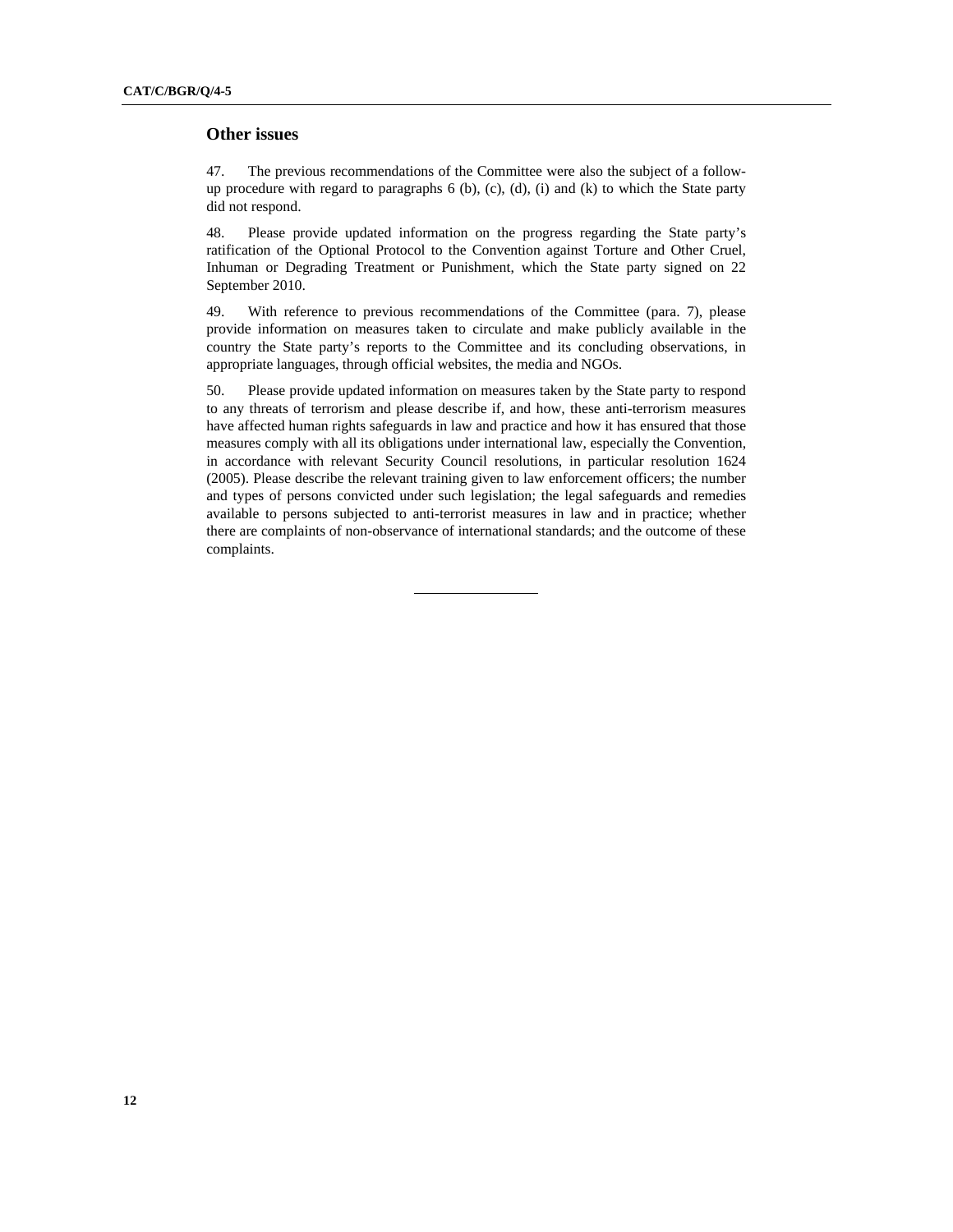## Other issues

47. The previous recommendations of the Committee were also the subject of a follow-up procedure with regard to paragraphs 6 (b), (c), (d), (i) and (k) to which the State party did not respond.

48. Please provide updated information on the progress regarding the State party's ratification of the Optional Protocol to the Convention against Torture and Other Cruel, Inhuman or Degrading Treatment or Punishment, which the State party signed on 22 September 2010.

49. With reference to previous recommendations of the Committee (para. 7), please provide information on measures taken to circulate and make publicly available in the country the State party's reports to the Committee and its concluding observations, in appropriate languages, through official websites, the media and NGOs.

50. Please provide updated information on measures taken by the State party to respond to any threats of terrorism and please describe if, and how, these anti-terrorism measures have affected human rights safeguards in law and practice and how it has ensured that those measures comply with all its obligations under international law, especially the Convention, in accordance with relevant Security Council resolutions, in particular resolution 1624 (2005). Please describe the relevant training given to law enforcement officers; the number and types of persons convicted under such legislation; the legal safeguards and remedies available to persons subjected to anti-terrorist measures in law and in practice; whether there are complaints of non-observance of international standards; and the outcome of these complaints.